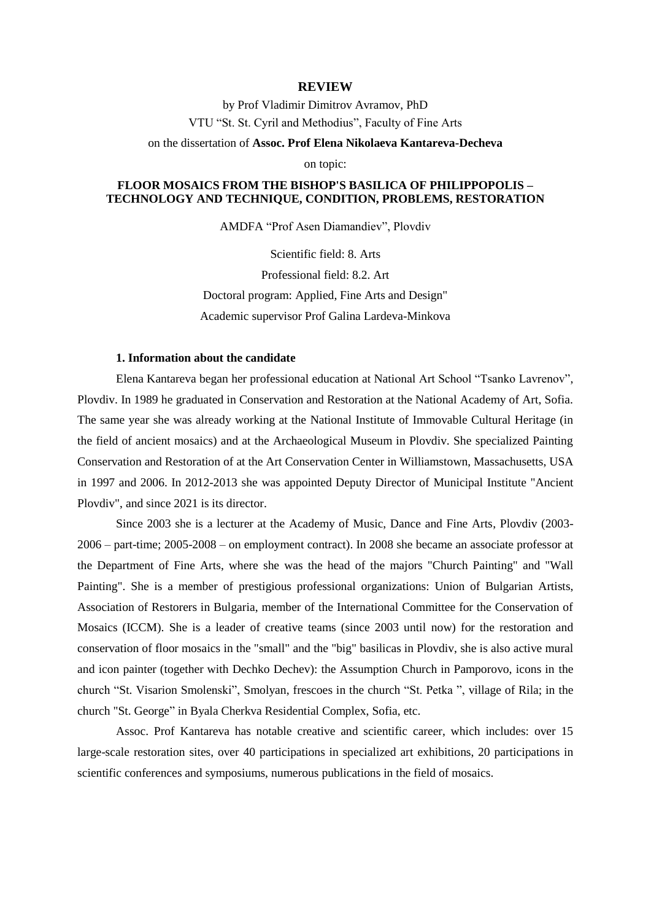# REVIEW

by Prof Vladimir Dimitrov Avramov, PhD

VTU "St. St. Cyril and Methodius", Faculty of Fine Arts

on the dissertation of **Assoc. Prof Elena Nikolaeva Kantareva-Decheva**

on topic:

## FLOOR MOSAICS FROM THE BISHOP'S BASILICA OF PHILIPPOPOLIS – TECHNOLOGY AND TECHNIQUE, CONDITION, PROBLEMS, RESTORATION

AMDFA "Prof Asen Diamandiev", Plovdiv

Scientific field: 8. Arts

Professional field: 8.2. Art

Doctoral program: Applied, Fine Arts and Design"

Academic supervisor Prof Galina Lardeva-Minkova

### 1. Information about the candidate

Elena Kantareva began her professional education at National Art School "Tsanko Lavrenov", Plovdiv. In 1989 he graduated in Conservation and Restoration at the National Academy of Art, Sofia. The same year she was already working at the National Institute of Immovable Cultural Heritage (in the field of ancient mosaics) and at the Archaeological Museum in Plovdiv. She specialized Painting Conservation and Restoration of at the Art Conservation Center in Williamstown, Massachusetts, USA in 1997 and 2006. In 2012-2013 she was appointed Deputy Director of Municipal Institute "Ancient Plovdiv", and since 2021 is its director.

Since 2003 she is a lecturer at the Academy of Music, Dance and Fine Arts, Plovdiv (2003-2006 – part-time; 2005-2008 – on employment contract). In 2008 she became an associate professor at the Department of Fine Arts, where she was the head of the majors "Church Painting" and "Wall Painting". She is a member of prestigious professional organizations: Union of Bulgarian Artists, Association of Restorers in Bulgaria, member of the International Committee for the Conservation of Mosaics (ICCM). She is a leader of creative teams (since 2003 until now) for the restoration and conservation of floor mosaics in the "small" and the "big" basilicas in Plovdiv, she is also active mural and icon painter (together with Dechko Dechev): the Assumption Church in Pamporovo, icons in the church "St. Visarion Smolenski", Smolyan, frescoes in the church "St. Petka ", village of Rila; in the church "St. George" in Byala Cherkva Residential Complex, Sofia, etc.

Assoc. Prof Kantareva has notable creative and scientific career, which includes: over 15 large-scale restoration sites, over 40 participations in specialized art exhibitions, 20 participations in scientific conferences and symposiums, numerous publications in the field of mosaics.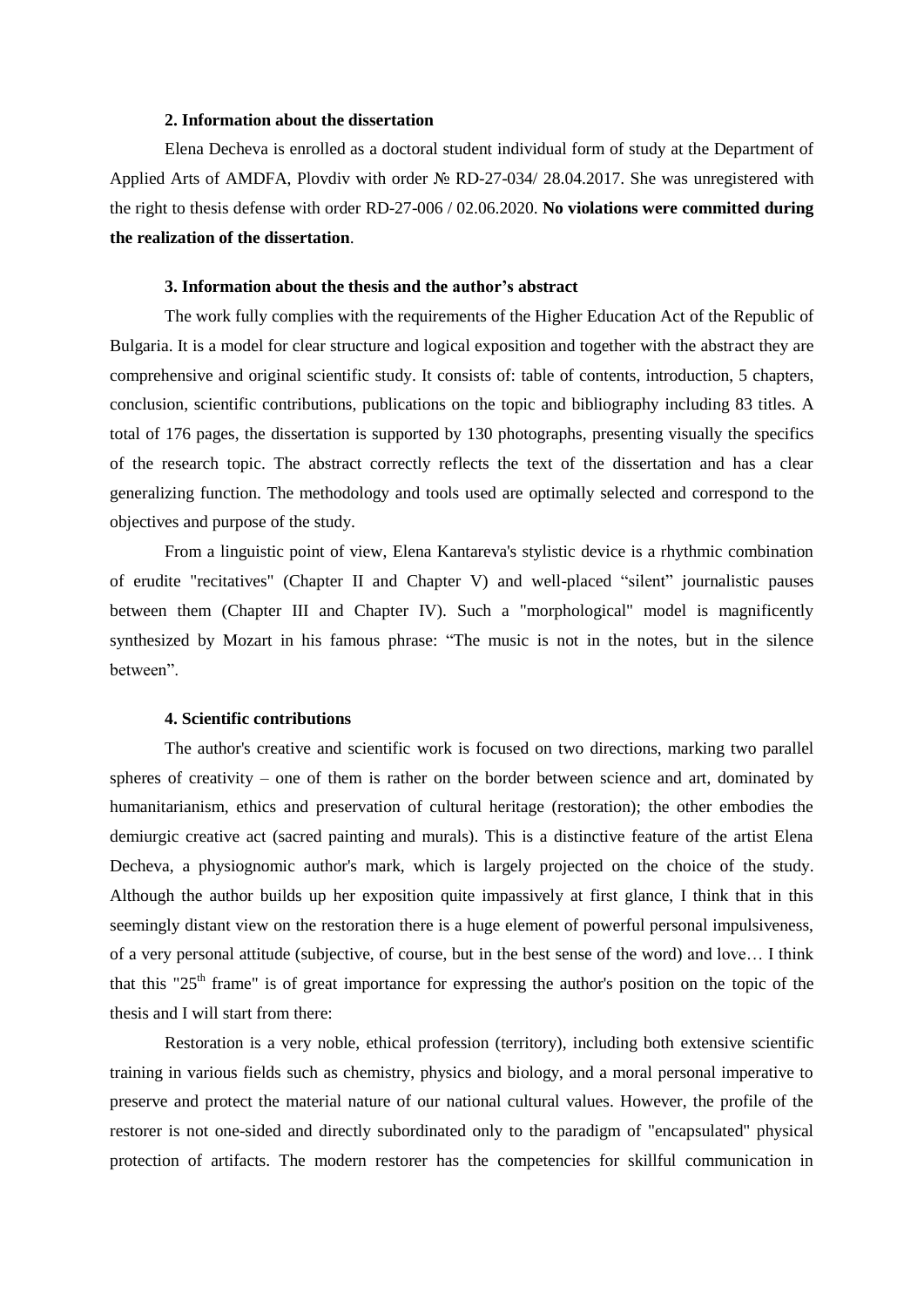**2. Information about the dissertation**

Elena Decheva is enrolled as a doctoral student individual form of study at the Department of Applied Arts of AMDFA, Plovdiv with order № RD-27-034/ 28.04.2017. She was unregistered with the right to thesis defense with order RD-27-006 / 02.06.2020. **No violations were committed during the realization of the dissertation**.

**3. Information about the thesis and the author's abstract**

The work fully complies with the requirements of the Higher Education Act of the Republic of Bulgaria. It is a model for clear structure and logical exposition and together with the abstract they are comprehensive and original scientific study. It consists of: table of contents, introduction, 5 chapters, conclusion, scientific contributions, publications on the topic and bibliography including 83 titles. A total of 176 pages, the dissertation is supported by 130 photographs, presenting visually the specifics of the research topic. The abstract correctly reflects the text of the dissertation and has a clear generalizing function. The methodology and tools used are optimally selected and correspond to the objectives and purpose of the study.

From a linguistic point of view, Elena Kantareva's stylistic device is a rhythmic combination of erudite "recitatives" (Chapter II and Chapter V) and well-placed "silent" journalistic pauses between them (Chapter III and Chapter IV). Such a "morphological" model is magnificently synthesized by Mozart in his famous phrase: "The music is not in the notes, but in the silence between".

**4. Scientific contributions**

The author's creative and scientific work is focused on two directions, marking two parallel spheres of creativity – one of them is rather on the border between science and art, dominated by humanitarianism, ethics and preservation of cultural heritage (restoration); the other embodies the demiurgic creative act (sacred painting and murals). This is a distinctive feature of the artist Elena Decheva, a physiognomic author's mark, which is largely projected on the choice of the study. Although the author builds up her exposition quite impassively at first glance, I think that in this seemingly distant view on the restoration there is a huge element of powerful personal impulsiveness, of a very personal attitude (subjective, of course, but in the best sense of the word) and love… I think that this "25th frame" is of great importance for expressing the author's position on the topic of the thesis and I will start from there:

Restoration is a very noble, ethical profession (territory), including both extensive scientific training in various fields such as chemistry, physics and biology, and a moral personal imperative to preserve and protect the material nature of our national cultural values. However, the profile of the restorer is not one-sided and directly subordinated only to the paradigm of "encapsulated" physical protection of artifacts. The modern restorer has the competencies for skillful communication in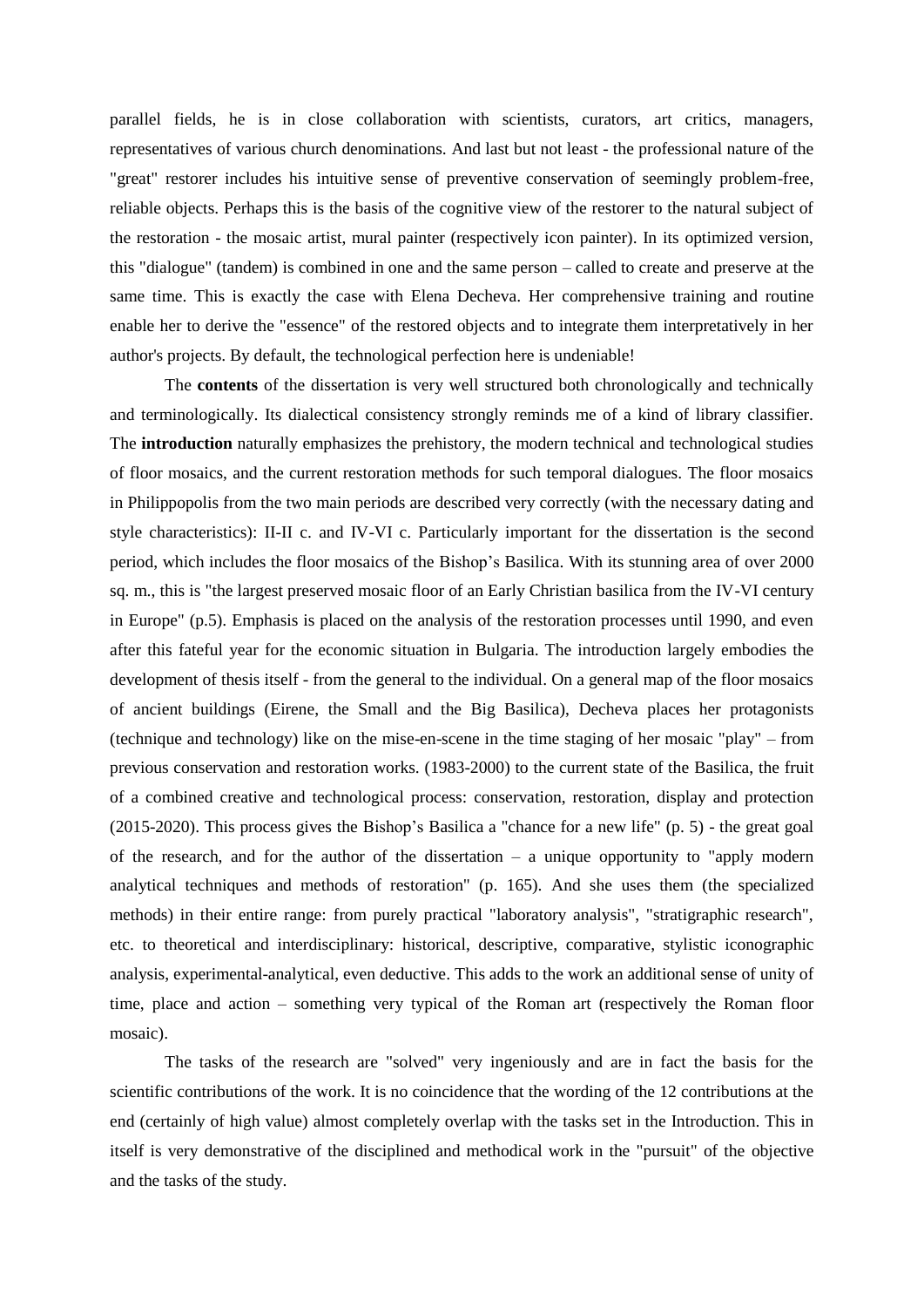parallel fields, he is in close collaboration with scientists, curators, art critics, managers, representatives of various church denominations. And last but not least - the professional nature of the "great" restorer includes his intuitive sense of preventive conservation of seemingly problem-free, reliable objects. Perhaps this is the basis of the cognitive view of the restorer to the natural subject of the restoration - the mosaic artist, mural painter (respectively icon painter). In its optimized version, this "dialogue" (tandem) is combined in one and the same person – called to create and preserve at the same time. This is exactly the case with Elena Decheva. Her comprehensive training and routine enable her to derive the "essence" of the restored objects and to integrate them interpretatively in her author's projects. By default, the technological perfection here is undeniable!

The **contents** of the dissertation is very well structured both chronologically and technically and terminologically. Its dialectical consistency strongly reminds me of a kind of library classifier. The **introduction** naturally emphasizes the prehistory, the modern technical and technological studies of floor mosaics, and the current restoration methods for such temporal dialogues. The floor mosaics in Philippopolis from the two main periods are described very correctly (with the necessary dating and style characteristics): II-II c. and IV-VI c. Particularly important for the dissertation is the second period, which includes the floor mosaics of the Bishop's Basilica. With its stunning area of over 2000 sq. m., this is "the largest preserved mosaic floor of an Early Christian basilica from the IV-VI century in Europe" (p.5). Emphasis is placed on the analysis of the restoration processes until 1990, and even after this fateful year for the economic situation in Bulgaria. The introduction largely embodies the development of thesis itself - from the general to the individual. On a general map of the floor mosaics of ancient buildings (Eirene, the Small and the Big Basilica), Decheva places her protagonists (technique and technology) like on the mise-en-scene in the time staging of her mosaic "play" – from previous conservation and restoration works. (1983-2000) to the current state of the Basilica, the fruit of a combined creative and technological process: conservation, restoration, display and protection (2015-2020). This process gives the Bishop's Basilica a "chance for a new life" (p. 5) - the great goal of the research, and for the author of the dissertation – a unique opportunity to "apply modern analytical techniques and methods of restoration" (p. 165). And she uses them (the specialized methods) in their entire range: from purely practical "laboratory analysis", "stratigraphic research", etc. to theoretical and interdisciplinary: historical, descriptive, comparative, stylistic iconographic analysis, experimental-analytical, even deductive. This adds to the work an additional sense of unity of time, place and action – something very typical of the Roman art (respectively the Roman floor mosaic).

The tasks of the research are "solved" very ingeniously and are in fact the basis for the scientific contributions of the work. It is no coincidence that the wording of the 12 contributions at the end (certainly of high value) almost completely overlap with the tasks set in the Introduction. This in itself is very demonstrative of the disciplined and methodical work in the "pursuit" of the objective and the tasks of the study.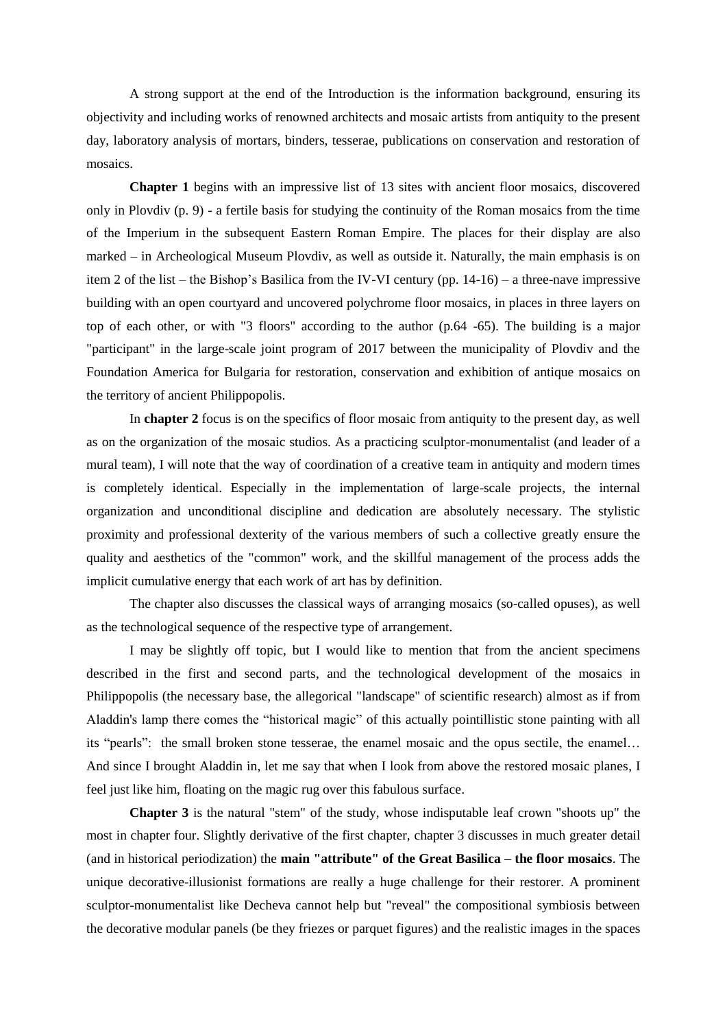A strong support at the end of the Introduction is the information background, ensuring its objectivity and including works of renowned architects and mosaic artists from antiquity to the present day, laboratory analysis of mortars, binders, tesserae, publications on conservation and restoration of mosaics.

**Chapter 1** begins with an impressive list of 13 sites with ancient floor mosaics, discovered only in Plovdiv (p. 9) - a fertile basis for studying the continuity of the Roman mosaics from the time of the Imperium in the subsequent Eastern Roman Empire. The places for their display are also marked – in Archeological Museum Plovdiv, as well as outside it. Naturally, the main emphasis is on item 2 of the list – the Bishop's Basilica from the IV-VI century (pp. 14-16) – a three-nave impressive building with an open courtyard and uncovered polychrome floor mosaics, in places in three layers on top of each other, or with "3 floors" according to the author (p.64 -65). The building is a major "participant" in the large-scale joint program of 2017 between the municipality of Plovdiv and the Foundation America for Bulgaria for restoration, conservation and exhibition of antique mosaics on the territory of ancient Philippopolis.

In **chapter 2** focus is on the specifics of floor mosaic from antiquity to the present day, as well as on the organization of the mosaic studios. As a practicing sculptor-monumentalist (and leader of a mural team), I will note that the way of coordination of a creative team in antiquity and modern times is completely identical. Especially in the implementation of large-scale projects, the internal organization and unconditional discipline and dedication are absolutely necessary. The stylistic proximity and professional dexterity of the various members of such a collective greatly ensure the quality and aesthetics of the "common" work, and the skillful management of the process adds the implicit cumulative energy that each work of art has by definition.

The chapter also discusses the classical ways of arranging mosaics (so-called opuses), as well as the technological sequence of the respective type of arrangement.

I may be slightly off topic, but I would like to mention that from the ancient specimens described in the first and second parts, and the technological development of the mosaics in Philippopolis (the necessary base, the allegorical "landscape" of scientific research) almost as if from Aladdin's lamp there comes the "historical magic" of this actually pointillistic stone painting with all its "pearls": the small broken stone tesserae, the enamel mosaic and the opus sectile, the enamel… And since I brought Aladdin in, let me say that when I look from above the restored mosaic planes, I feel just like him, floating on the magic rug over this fabulous surface.

**Chapter 3** is the natural "stem" of the study, whose indisputable leaf crown "shoots up" the most in chapter four. Slightly derivative of the first chapter, chapter 3 discusses in much greater detail (and in historical periodization) the **main "attribute" of the Great Basilica – the floor mosaics**. The unique decorative-illusionist formations are really a huge challenge for their restorer. A prominent sculptor-monumentalist like Decheva cannot help but "reveal" the compositional symbiosis between the decorative modular panels (be they friezes or parquet figures) and the realistic images in the spaces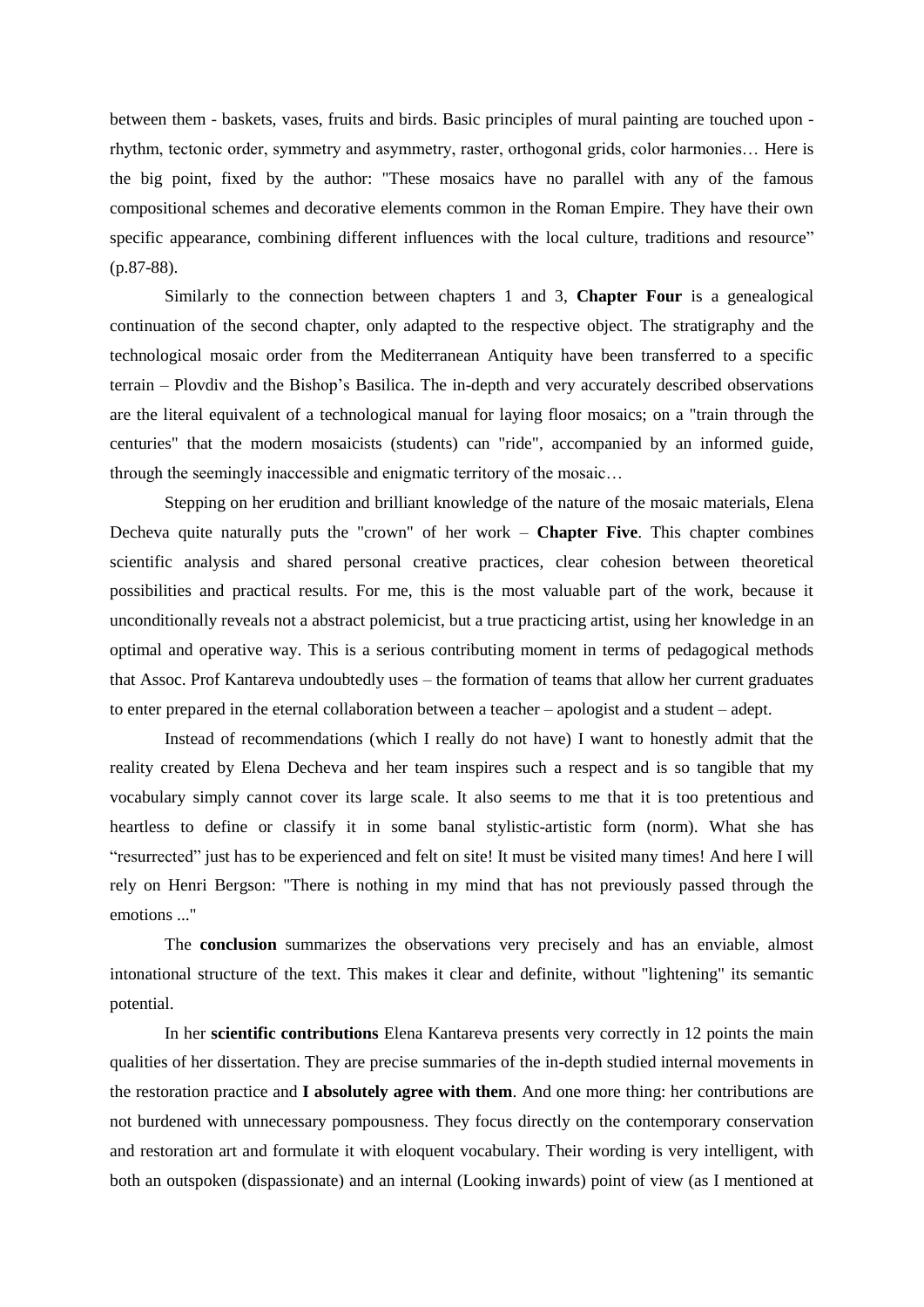between them - baskets, vases, fruits and birds. Basic principles of mural painting are touched upon - rhythm, tectonic order, symmetry and asymmetry, raster, orthogonal grids, color harmonies… Here is the big point, fixed by the author: "These mosaics have no parallel with any of the famous compositional schemes and decorative elements common in the Roman Empire. They have their own specific appearance, combining different influences with the local culture, traditions and resource" (p.87-88).

Similarly to the connection between chapters 1 and 3, **Chapter Four** is a genealogical continuation of the second chapter, only adapted to the respective object. The stratigraphy and the technological mosaic order from the Mediterranean Antiquity have been transferred to a specific terrain – Plovdiv and the Bishop's Basilica. The in-depth and very accurately described observations are the literal equivalent of a technological manual for laying floor mosaics; on a "train through the centuries" that the modern mosaicists (students) can "ride", accompanied by an informed guide, through the seemingly inaccessible and enigmatic territory of the mosaic…

Stepping on her erudition and brilliant knowledge of the nature of the mosaic materials, Elena Decheva quite naturally puts the "crown" of her work – **Chapter Five**. This chapter combines scientific analysis and shared personal creative practices, clear cohesion between theoretical possibilities and practical results. For me, this is the most valuable part of the work, because it unconditionally reveals not a abstract polemicist, but a true practicing artist, using her knowledge in an optimal and operative way. This is a serious contributing moment in terms of pedagogical methods that Assoc. Prof Kantareva undoubtedly uses – the formation of teams that allow her current graduates to enter prepared in the eternal collaboration between a teacher – apologist and a student – adept.

Instead of recommendations (which I really do not have) I want to honestly admit that the reality created by Elena Decheva and her team inspires such a respect and is so tangible that my vocabulary simply cannot cover its large scale. It also seems to me that it is too pretentious and heartless to define or classify it in some banal stylistic-artistic form (norm). What she has "resurrected" just has to be experienced and felt on site! It must be visited many times! And here I will rely on Henri Bergson: "There is nothing in my mind that has not previously passed through the emotions ..."

The **conclusion** summarizes the observations very precisely and has an enviable, almost intonational structure of the text. This makes it clear and definite, without "lightening" its semantic potential.

In her **scientific contributions** Elena Kantareva presents very correctly in 12 points the main qualities of her dissertation. They are precise summaries of the in-depth studied internal movements in the restoration practice and **I absolutely agree with them**. And one more thing: her contributions are not burdened with unnecessary pompousness. They focus directly on the contemporary conservation and restoration art and formulate it with eloquent vocabulary. Their wording is very intelligent, with both an outspoken (dispassionate) and an internal (Looking inwards) point of view (as I mentioned at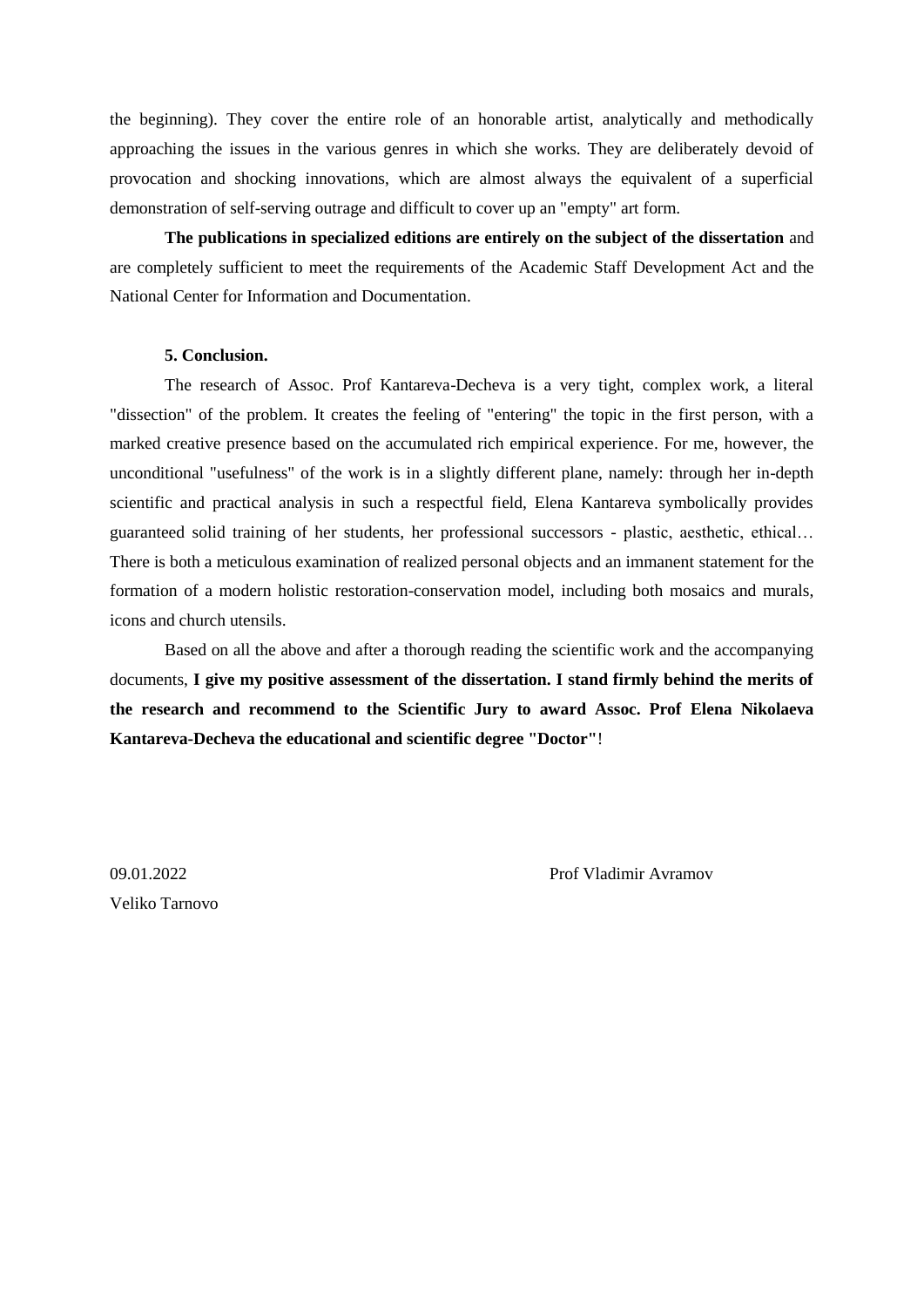the beginning). They cover the entire role of an honorable artist, analytically and methodically approaching the issues in the various genres in which she works. They are deliberately devoid of provocation and shocking innovations, which are almost always the equivalent of a superficial demonstration of self-serving outrage and difficult to cover up an "empty" art form.

**The publications in specialized editions are entirely on the subject of the dissertation** and are completely sufficient to meet the requirements of the Academic Staff Development Act and the National Center for Information and Documentation.

**5. Conclusion.**

The research of Assoc. Prof Kantareva-Decheva is a very tight, complex work, a literal "dissection" of the problem. It creates the feeling of "entering" the topic in the first person, with a marked creative presence based on the accumulated rich empirical experience. For me, however, the unconditional "usefulness" of the work is in a slightly different plane, namely: through her in-depth scientific and practical analysis in such a respectful field, Elena Kantareva symbolically provides guaranteed solid training of her students, her professional successors - plastic, aesthetic, ethical… There is both a meticulous examination of realized personal objects and an immanent statement for the formation of a modern holistic restoration-conservation model, including both mosaics and murals, icons and church utensils.

Based on all the above and after a thorough reading the scientific work and the accompanying documents, **I give my positive assessment of the dissertation. I stand firmly behind the merits of the research and recommend to the Scientific Jury to award Assoc. Prof Elena Nikolaeva Kantareva-Decheva the educational and scientific degree "Doctor"**!

09.01.2022 Prof Vladimir Avramov

Veliko Tarnovo